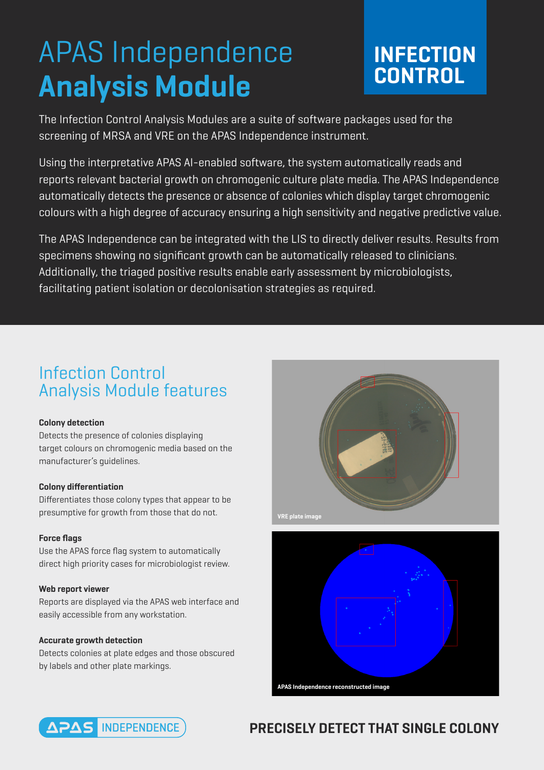# APAS Independence **Analysis Module**

**INFECTION CONTROL**

The Infection Control Analysis Modules are a suite of software packages used for the screening of MRSA and VRE on the APAS Independence instrument.

Using the interpretative APAS AI-enabled software, the system automatically reads and reports relevant bacterial growth on chromogenic culture plate media. The APAS Independence automatically detects the presence or absence of colonies which display target chromogenic colours with a high degree of accuracy ensuring a high sensitivity and negative predictive value.

The APAS Independence can be integrated with the LIS to directly deliver results. Results from specimens showing no significant growth can be automatically released to clinicians. Additionally, the triaged positive results enable early assessment by microbiologists, facilitating patient isolation or decolonisation strategies as required.

## Infection Control Analysis Module features

**Colony detection**
Detects the presence of colonies displaying target colours on chromogenic media based on the manufacturer's guidelines.

**Colony differentiation**
Differentiates those colony types that appear to be presumptive for growth from those that do not.

**Force flags**
Use the APAS force flag system to automatically direct high priority cases for microbiologist review.

**Web report viewer**
Reports are displayed via the APAS web interface and easily accessible from any workstation.

**Accurate growth detection**
Detects colonies at plate edges and those obscured by labels and other plate markings.

VRE plate image

APAS Independence reconstructed image

APAS INDEPENDENCE

**PRECISELY DETECT THAT SINGLE COLONY**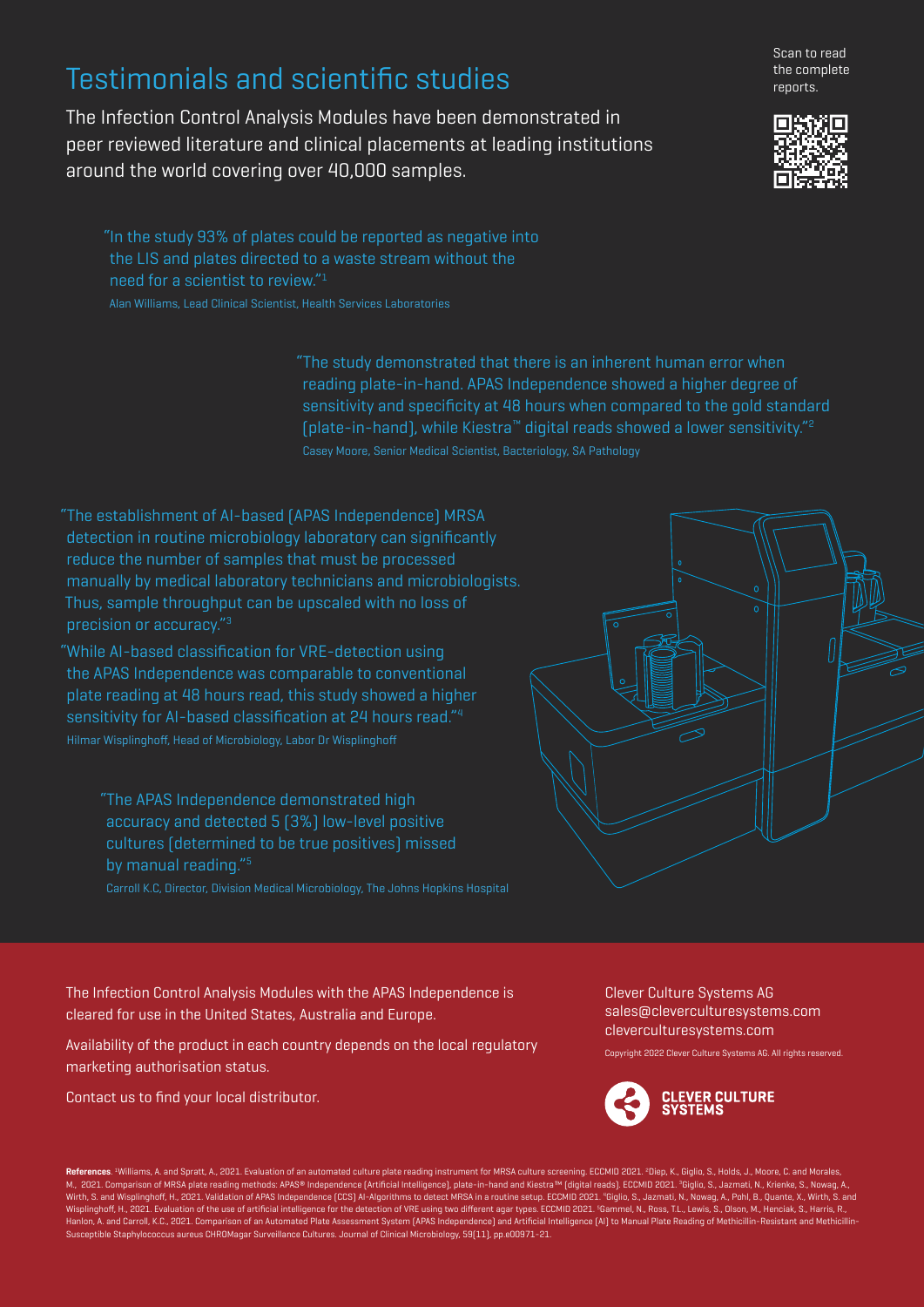# Testimonials and scientific studies

The Infection Control Analysis Modules have been demonstrated in peer reviewed literature and clinical placements at leading institutions around the world covering over 40,000 samples.

Scan to read the complete reports.

"In the study 93% of plates could be reported as negative into the LIS and plates directed to a waste stream without the need for a scientist to review."[1]

Alan Williams, Lead Clinical Scientist, Health Services Laboratories

"The study demonstrated that there is an inherent human error when reading plate-in-hand. APAS Independence showed a higher degree of sensitivity and specificity at 48 hours when compared to the gold standard (plate-in-hand), while Kiestra™ digital reads showed a lower sensitivity."[2]

Casey Moore, Senior Medical Scientist, Bacteriology, SA Pathology

"The establishment of AI-based (APAS Independence) MRSA detection in routine microbiology laboratory can significantly reduce the number of samples that must be processed manually by medical laboratory technicians and microbiologists. Thus, sample throughput can be upscaled with no loss of precision or accuracy."[3]

"While AI-based classification for VRE-detection using the APAS Independence was comparable to conventional plate reading at 48 hours read, this study showed a higher sensitivity for AI-based classification at 24 hours read."[4]

Hilmar Wisplinghoff, Head of Microbiology, Labor Dr Wisplinghoff

"The APAS Independence demonstrated high accuracy and detected 5 (3%) low-level positive cultures (determined to be true positives) missed by manual reading."[5]

Carroll K.C, Director, Division Medical Microbiology, The Johns Hopkins Hospital

The Infection Control Analysis Modules with the APAS Independence is cleared for use in the United States, Australia and Europe.

Availability of the product in each country depends on the local regulatory marketing authorisation status.

Contact us to find your local distributor.

Clever Culture Systems AG
sales@cleverculturesystems.com
cleverculturesystems.com

Copyright 2022 Clever Culture Systems AG. All rights reserved.

CLEVER CULTURE SYSTEMS

**References**. [1]Williams, A. and Spratt, A., 2021. Evaluation of an automated culture plate reading instrument for MRSA culture screening. ECCMID 2021. [2]Diep, K., Giglio, S., Holds, J., Moore, C. and Morales, M., 2021. Comparison of MRSA plate reading methods: APAS® Independence (Artificial Intelligence), plate-in-hand and Kiestra™ (digital reads). ECCMID 2021. [3]Giglio, S., Jazmati, N., Krienke, S., Nowag, A., Wirth, S. and Wisplinghoff, H., 2021. Validation of APAS Independence (CCS) AI-Algorithms to detect MRSA in a routine setup. ECCMID 2021. [4]Giglio, S., Jazmati, N., Nowag, A., Pohl, B., Quante, X., Wirth, S. and Wisplinghoff, H., 2021. Evaluation of the use of artificial intelligence for the detection of VRE using two different agar types. ECCMID 2021. [5]Gammel, N., Ross, T.L., Lewis, S., Olson, M., Henciak, S., Harris, R., Hanlon, A. and Carroll, K.C., 2021. Comparison of an Automated Plate Assessment System (APAS Independence) and Artificial Intelligence (AI) to Manual Plate Reading of Methicillin-Resistant and Methicillin-Susceptible Staphylococcus aureus CHROMagar Surveillance Cultures. Journal of Clinical Microbiology, 59(11), pp.e00971-21.